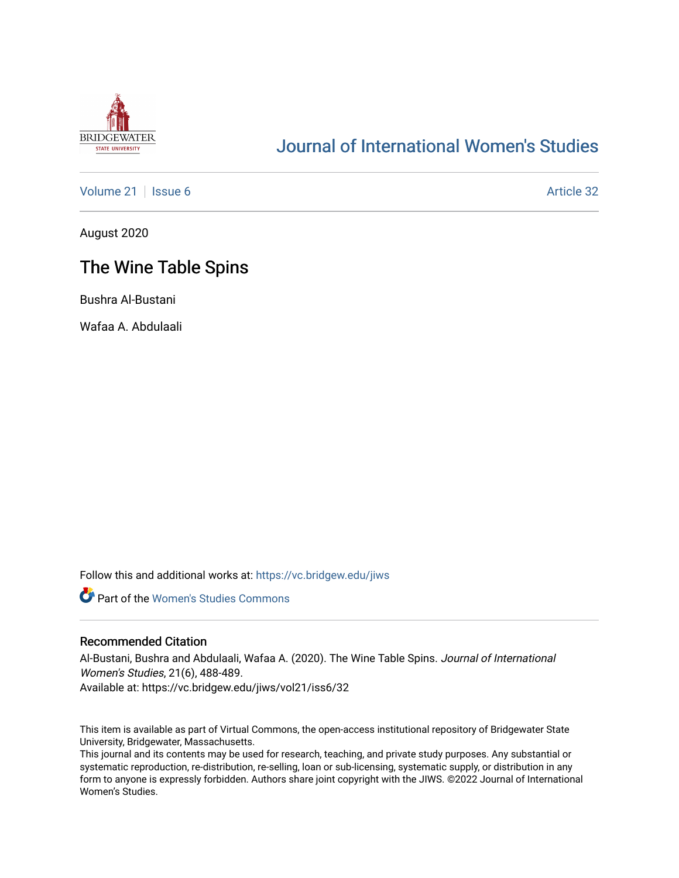# Journal of International Women's Studies

Volume 21 | Issue 6 | Article 32

August 2020

## The Wine Table Spins

Bushra Al-Bustani

Wafaa A. Abdulaali

Follow this and additional works at: https://vc.bridgew.edu/jiws

Part of the Women's Studies Commons

### Recommended Citation

Al-Bustani, Bushra and Abdulaali, Wafaa A. (2020). The Wine Table Spins. *Journal of International Women's Studies*, 21(6), 488-489.
Available at: https://vc.bridgew.edu/jiws/vol21/iss6/32

This item is available as part of Virtual Commons, the open-access institutional repository of Bridgewater State University, Bridgewater, Massachusetts.
This journal and its contents may be used for research, teaching, and private study purposes. Any substantial or systematic reproduction, re-distribution, re-selling, loan or sub-licensing, systematic supply, or distribution in any form to anyone is expressly forbidden. Authors share joint copyright with the JIWS. ©2022 Journal of International Women's Studies.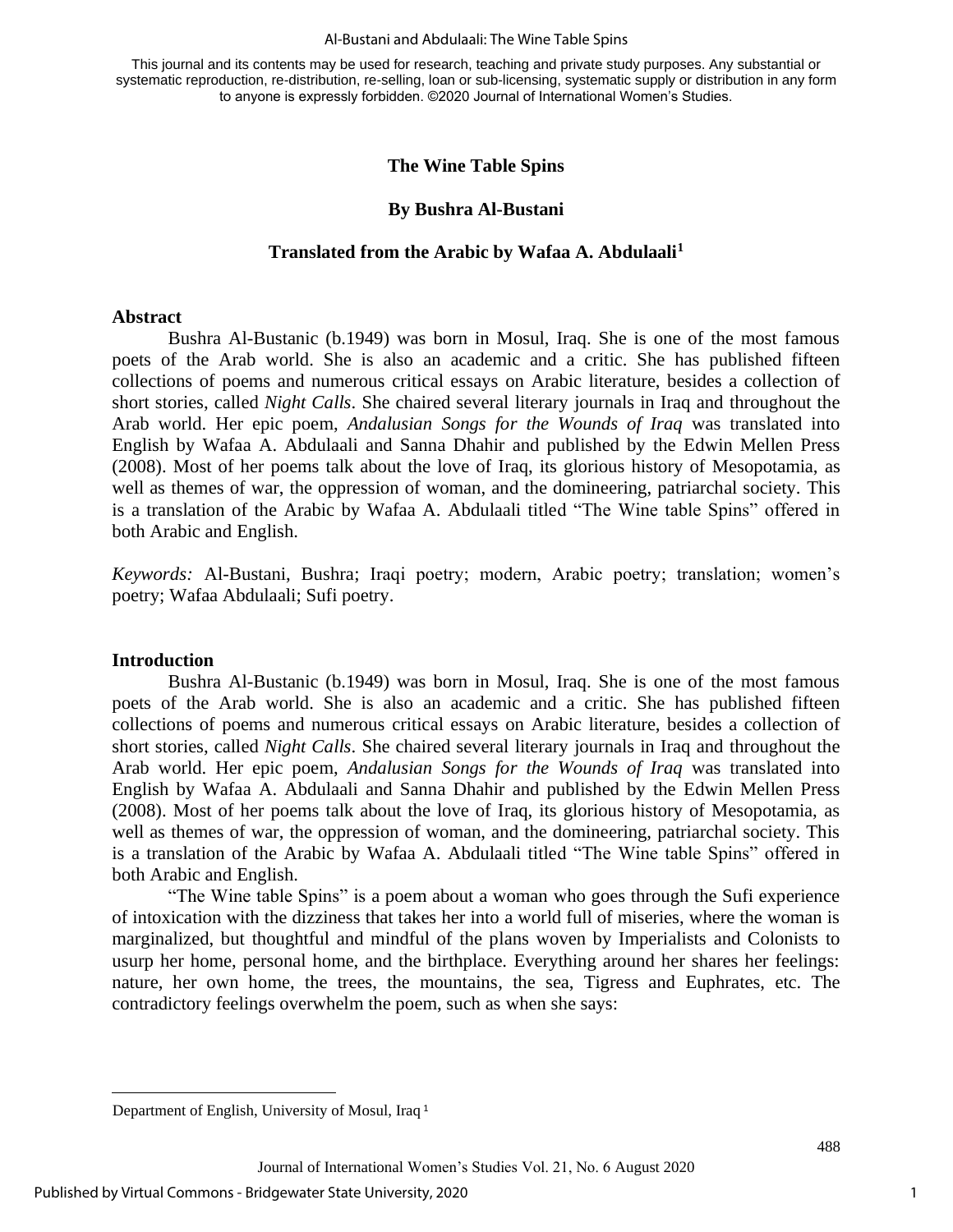This journal and its contents may be used for research, teaching and private study purposes. Any substantial or systematic reproduction, re-distribution, re-selling, loan or sub-licensing, systematic supply or distribution in any form to anyone is expressly forbidden. ©2020 Journal of International Women's Studies.

# The Wine Table Spins

## By Bushra Al-Bustani

## Translated from the Arabic by Wafaa A. Abdulaali[1]

### Abstract

Bushra Al-Bustanic (b.1949) was born in Mosul, Iraq. She is one of the most famous poets of the Arab world. She is also an academic and a critic. She has published fifteen collections of poems and numerous critical essays on Arabic literature, besides a collection of short stories, called *Night Calls*. She chaired several literary journals in Iraq and throughout the Arab world. Her epic poem, *Andalusian Songs for the Wounds of Iraq* was translated into English by Wafaa A. Abdulaali and Sanna Dhahir and published by the Edwin Mellen Press (2008). Most of her poems talk about the love of Iraq, its glorious history of Mesopotamia, as well as themes of war, the oppression of woman, and the domineering, patriarchal society. This is a translation of the Arabic by Wafaa A. Abdulaali titled "The Wine table Spins" offered in both Arabic and English.

*Keywords:* Al-Bustani, Bushra; Iraqi poetry; modern, Arabic poetry; translation; women's poetry; Wafaa Abdulaali; Sufi poetry.

### Introduction

Bushra Al-Bustanic (b.1949) was born in Mosul, Iraq. She is one of the most famous poets of the Arab world. She is also an academic and a critic. She has published fifteen collections of poems and numerous critical essays on Arabic literature, besides a collection of short stories, called *Night Calls*. She chaired several literary journals in Iraq and throughout the Arab world. Her epic poem, *Andalusian Songs for the Wounds of Iraq* was translated into English by Wafaa A. Abdulaali and Sanna Dhahir and published by the Edwin Mellen Press (2008). Most of her poems talk about the love of Iraq, its glorious history of Mesopotamia, as well as themes of war, the oppression of woman, and the domineering, patriarchal society. This is a translation of the Arabic by Wafaa A. Abdulaali titled "The Wine table Spins" offered in both Arabic and English.

"The Wine table Spins" is a poem about a woman who goes through the Sufi experience of intoxication with the dizziness that takes her into a world full of miseries, where the woman is marginalized, but thoughtful and mindful of the plans woven by Imperialists and Colonists to usurp her home, personal home, and the birthplace. Everything around her shares her feelings: nature, her own home, the trees, the mountains, the sea, Tigress and Euphrates, etc. The contradictory feelings overwhelm the poem, such as when she says:

---

[1] Department of English, University of Mosul, Iraq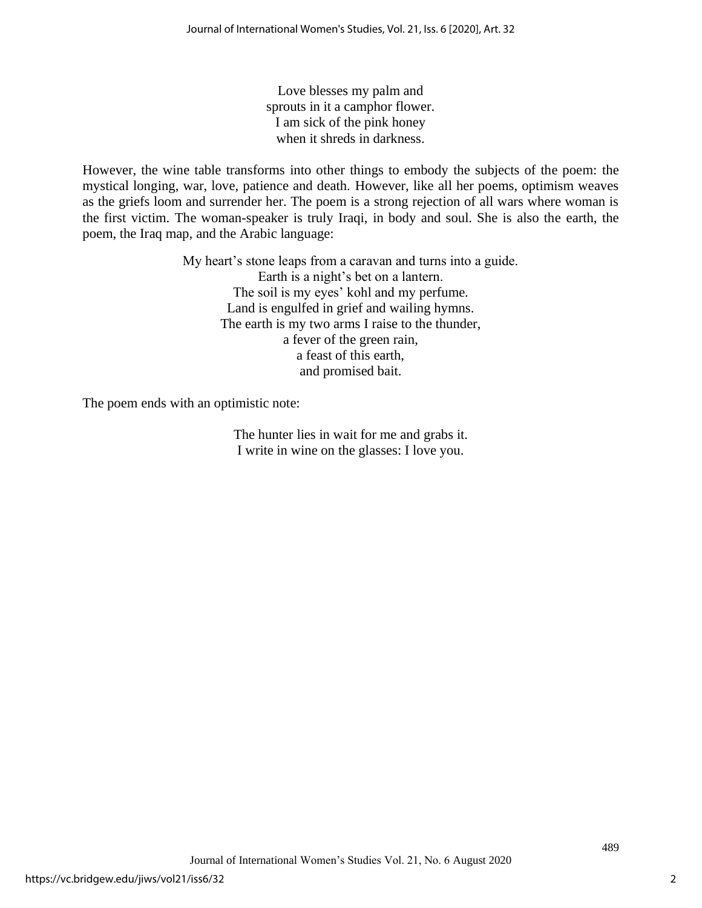Love blesses my palm and  
sprouts in it a camphor flower.  
I am sick of the pink honey  
when it shreds in darkness.

However, the wine table transforms into other things to embody the subjects of the poem: the mystical longing, war, love, patience and death. However, like all her poems, optimism weaves as the griefs loom and surrender her. The poem is a strong rejection of all wars where woman is the first victim. The woman-speaker is truly Iraqi, in body and soul. She is also the earth, the poem, the Iraq map, and the Arabic language:

My heart's stone leaps from a caravan and turns into a guide.  
Earth is a night's bet on a lantern.  
The soil is my eyes' kohl and my perfume.  
Land is engulfed in grief and wailing hymns.  
The earth is my two arms I raise to the thunder,  
a fever of the green rain,  
a feast of this earth,  
and promised bait.

The poem ends with an optimistic note:

The hunter lies in wait for me and grabs it.  
I write in wine on the glasses: I love you.